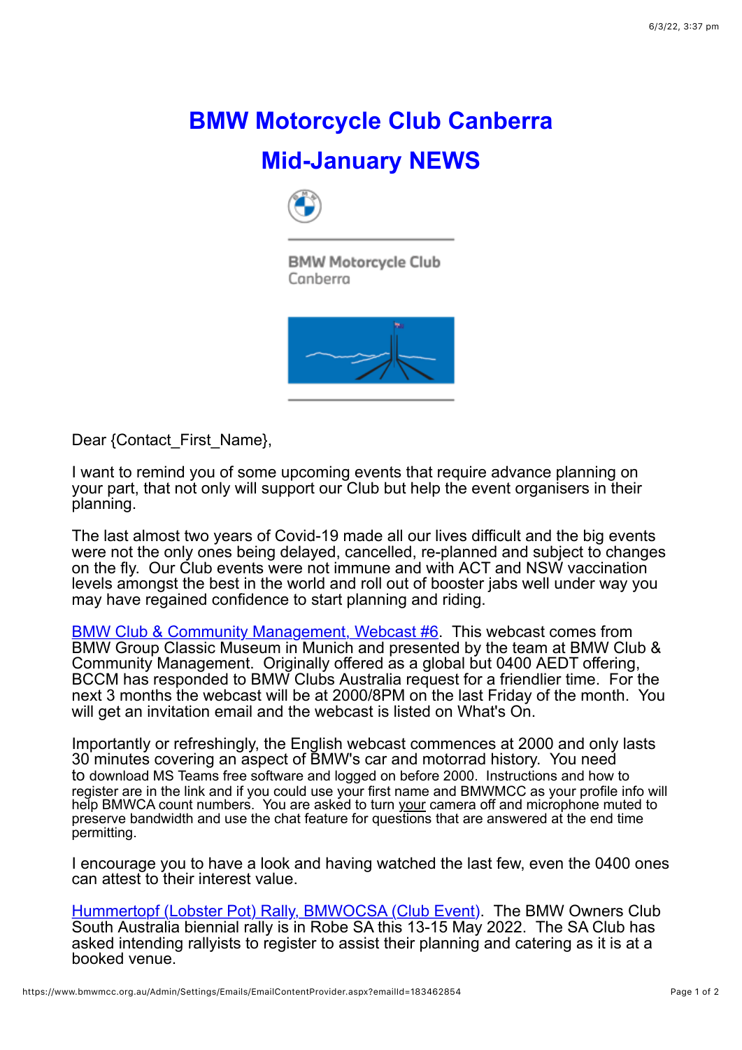# BMW Motorcycle Club Canberra

# Mid-January NEWS

BMW Motorcycle Club
Canberra

Dear {Contact_First_Name},

I want to remind you of some upcoming events that require advance planning on your part, that not only will support our Club but help the event organisers in their planning.

The last almost two years of Covid-19 made all our lives difficult and the big events were not the only ones being delayed, cancelled, re-planned and subject to changes on the fly. Our Club events were not immune and with ACT and NSW vaccination levels amongst the best in the world and roll out of booster jabs well under way you may have regained confidence to start planning and riding.

[BMW Club & Community Management, Webcast #6](). This webcast comes from BMW Group Classic Museum in Munich and presented by the team at BMW Club & Community Management. Originally offered as a global but 0400 AEDT offering, BCCM has responded to BMW Clubs Australia request for a friendlier time. For the next 3 months the webcast will be at 2000/8PM on the last Friday of the month. You will get an invitation email and the webcast is listed on What's On.

Importantly or refreshingly, the English webcast commences at 2000 and only lasts 30 minutes covering an aspect of BMW's car and motorrad history. You need to download MS Teams free software and logged on before 2000. Instructions and how to register are in the link and if you could use your first name and BMWMCC as your profile info will help BMWCA count numbers. You are asked to turn <u>your</u> camera off and microphone muted to preserve bandwidth and use the chat feature for questions that are answered at the end time permitting.

I encourage you to have a look and having watched the last few, even the 0400 ones can attest to their interest value.

[Hummertopf (Lobster Pot) Rally, BMWOCSA (Club Event)](). The BMW Owners Club South Australia biennial rally is in Robe SA this 13-15 May 2022. The SA Club has asked intending rallyists to register to assist their planning and catering as it is at a booked venue.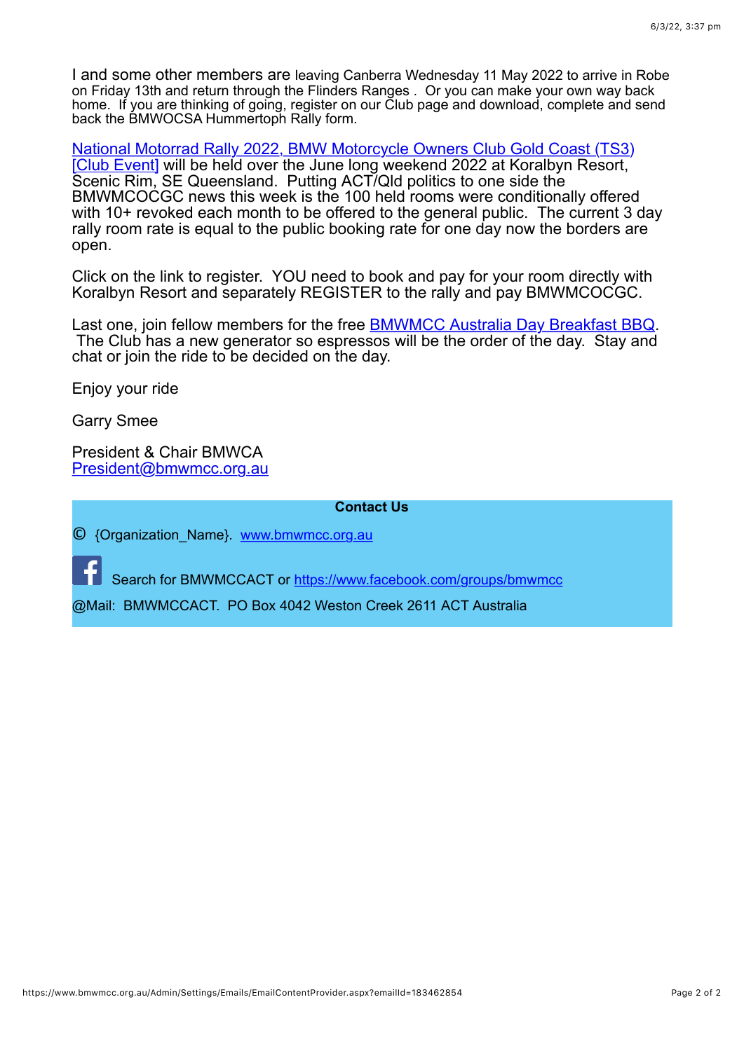I and some other members are leaving Canberra Wednesday 11 May 2022 to arrive in Robe on Friday 13th and return through the Flinders Ranges . Or you can make your own way back home. If you are thinking of going, register on our Club page and download, complete and send back the BMWOCSA Hummertoph Rally form.

National Motorrad Rally 2022, BMW Motorcycle Owners Club Gold Coast (TS3) [Club Event] will be held over the June long weekend 2022 at Koralbyn Resort, Scenic Rim, SE Queensland. Putting ACT/Qld politics to one side the BMWMCOCGC news this week is the 100 held rooms were conditionally offered with 10+ revoked each month to be offered to the general public. The current 3 day rally room rate is equal to the public booking rate for one day now the borders are open.

Click on the link to register. YOU need to book and pay for your room directly with Koralbyn Resort and separately REGISTER to the rally and pay BMWMCOCGC.

Last one, join fellow members for the free BMWMCC Australia Day Breakfast BBQ. The Club has a new generator so espressos will be the order of the day. Stay and chat or join the ride to be decided on the day.

Enjoy your ride

Garry Smee

President & Chair BMWCA
President@bmwmcc.org.au

**Contact Us**

© {Organization_Name}. www.bmwmcc.org.au

Search for BMWMCCACT or https://www.facebook.com/groups/bmwmcc

@Mail: BMWMCCACT. PO Box 4042 Weston Creek 2611 ACT Australia